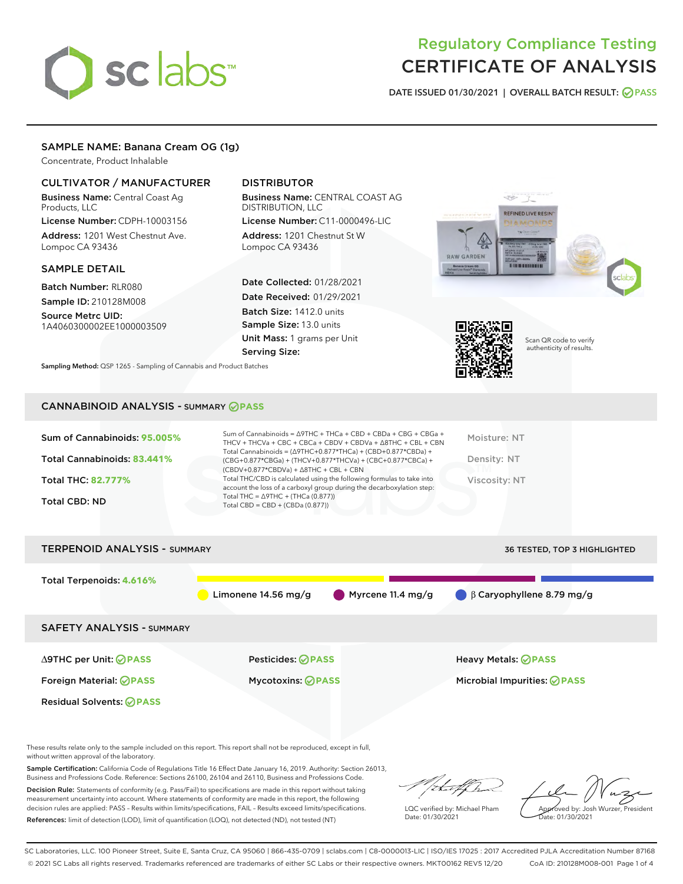# Regulatory Compliance Testing
# CERTIFICATE OF ANALYSIS

DATE ISSUED 01/30/2021 | OVERALL BATCH RESULT: PASS

## SAMPLE NAME: Banana Cream OG (1g)

Concentrate, Product Inhalable

### CULTIVATOR / MANUFACTURER

**Business Name:** Central Coast Ag Products, LLC

**License Number:** CDPH-10003156

**Address:** 1201 West Chestnut Ave. Lompoc CA 93436

### DISTRIBUTOR

**Business Name:** CENTRAL COAST AG DISTRIBUTION, LLC

**License Number:** C11-0000496-LIC

**Address:** 1201 Chestnut St W Lompoc CA 93436

### SAMPLE DETAIL

**Batch Number:** RLR080

**Sample ID:** 210128M008

**Source Metrc UID:** 1A4060300002EE1000003509

**Date Collected:** 01/28/2021

**Date Received:** 01/29/2021

**Batch Size:** 1412.0 units

**Sample Size:** 13.0 units

**Unit Mass:** 1 grams per Unit

**Serving Size:**

**Sampling Method:** QSP 1265 - Sampling of Cannabis and Product Batches

Scan QR code to verify authenticity of results.

## CANNABINOID ANALYSIS - SUMMARY PASS

**Sum of Cannabinoids:** 95.005%

**Total Cannabinoids:** 83.441%

**Total THC:** 82.777%

**Total CBD:** ND

Sum of Cannabinoids = Δ9THC + THCa + CBD + CBDa + CBG + CBGa + THCV + THCVa + CBC + CBCa + CBDV + CBDVa + Δ8THC + CBL + CBN

Total Cannabinoids = (Δ9THC+0.877*THCa) + (CBD+0.877*CBDa) + (CBG+0.877*CBGa) + (THCV+0.877*THCVa) + (CBC+0.877*CBCa) + (CBDV+0.877*CBDVa) + Δ8THC + CBL + CBN

Total THC/CBD is calculated using the following formulas to take into account the loss of a carboxyl group during the decarboxylation step:
Total THC = Δ9THC + (THCa (0.877))
Total CBD = CBD + (CBDa (0.877))

Moisture: NT

Density: NT

Viscosity: NT

## TERPENOID ANALYSIS - SUMMARY

36 TESTED, TOP 3 HIGHLIGHTED

**Total Terpenoids:** 4.616%

Limonene 14.56 mg/g | Myrcene 11.4 mg/g | β Caryophyllene 8.79 mg/g

## SAFETY ANALYSIS - SUMMARY

Δ9THC per Unit: PASS

Pesticides: PASS

Heavy Metals: PASS

Foreign Material: PASS

Mycotoxins: PASS

Microbial Impurities: PASS

Residual Solvents: PASS

These results relate only to the sample included on this report. This report shall not be reproduced, except in full, without written approval of the laboratory.

**Sample Certification:** California Code of Regulations Title 16 Effect Date January 16, 2019. Authority: Section 26013, Business and Professions Code. Reference: Sections 26100, 26104 and 26110, Business and Professions Code.

**Decision Rule:** Statements of conformity (e.g. Pass/Fail) to specifications are made in this report without taking measurement uncertainty into account. Where statements of conformity are made in this report, the following decision rules are applied: PASS – Results within limits/specifications, FAIL – Results exceed limits/specifications.

**References:** limit of detection (LOD), limit of quantification (LOQ), not detected (ND), not tested (NT)

LQC verified by: Michael Pham
Date: 01/30/2021

Approved by: Josh Wurzer, President
Date: 01/30/2021

SC Laboratories, LLC. 100 Pioneer Street, Suite E, Santa Cruz, CA 95060 | 866-435-0709 | sclabs.com | C8-0000013-LIC | ISO/IES 17025 : 2017 Accredited PJLA Accreditation Number 87168
© 2021 SC Labs all rights reserved. Trademarks referenced are trademarks of either SC Labs or their respective owners. MKT00162 REV5 12/20 CoA ID: 210128M008-001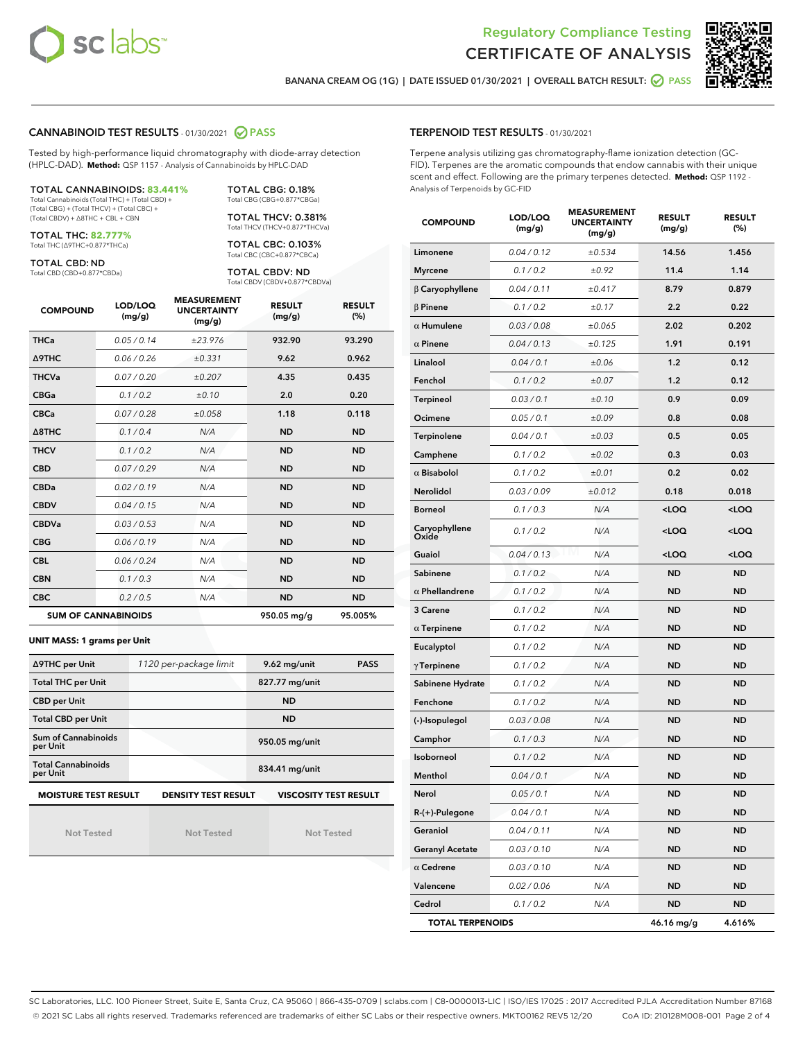# Regulatory Compliance Testing
# CERTIFICATE OF ANALYSIS

BANANA CREAM OG (1G) | DATE ISSUED 01/30/2021 | OVERALL BATCH RESULT: PASS

## CANNABINOID TEST RESULTS - 01/30/2021 PASS

Tested by high-performance liquid chromatography with diode-array detection (HPLC-DAD). **Method:** QSP 1157 - Analysis of Cannabinoids by HPLC-DAD

**TOTAL CANNABINOIDS: 83.441%**
Total Cannabinoids (Total THC) + (Total CBD) + (Total CBG) + (Total THCV) + (Total CBC) + (Total CBDV) + Δ8THC + CBL + CBN

**TOTAL THC: 82.777%**
Total THC (Δ9THC+0.877*THCa)

**TOTAL CBD: ND**
Total CBD (CBD+0.877*CBDa)

**TOTAL CBG: 0.18%**
Total CBG (CBG+0.877*CBGa)

**TOTAL THCV: 0.381%**
Total THCV (THCV+0.877*THCVa)

**TOTAL CBC: 0.103%**
Total CBC (CBC+0.877*CBCa)

**TOTAL CBDV: ND**
Total CBDV (CBDV+0.877*CBDVa)

| COMPOUND | LOD/LOQ (mg/g) | MEASUREMENT UNCERTAINTY (mg/g) | RESULT (mg/g) | RESULT (%) |
|---|---|---|---|---|
| THCa | 0.05 / 0.14 | ±23.976 | 932.90 | 93.290 |
| Δ9THC | 0.06 / 0.26 | ±0.331 | 9.62 | 0.962 |
| THCVa | 0.07 / 0.20 | ±0.207 | 4.35 | 0.435 |
| CBGa | 0.1 / 0.2 | ±0.10 | 2.0 | 0.20 |
| CBCa | 0.07 / 0.28 | ±0.058 | 1.18 | 0.118 |
| Δ8THC | 0.1 / 0.4 | N/A | ND | ND |
| THCV | 0.1 / 0.2 | N/A | ND | ND |
| CBD | 0.07 / 0.29 | N/A | ND | ND |
| CBDa | 0.02 / 0.19 | N/A | ND | ND |
| CBDV | 0.04 / 0.15 | N/A | ND | ND |
| CBDVa | 0.03 / 0.53 | N/A | ND | ND |
| CBG | 0.06 / 0.19 | N/A | ND | ND |
| CBL | 0.06 / 0.24 | N/A | ND | ND |
| CBN | 0.1 / 0.3 | N/A | ND | ND |
| CBC | 0.2 / 0.5 | N/A | ND | ND |
| **SUM OF CANNABINOIDS** | | | 950.05 mg/g | 95.005% |

**UNIT MASS: 1 grams per Unit**

| | | | |
|---|---|---|---|
| Δ9THC per Unit | 1120 per-package limit | 9.62 mg/unit | PASS |
| Total THC per Unit | | 827.77 mg/unit | |
| CBD per Unit | | ND | |
| Total CBD per Unit | | ND | |
| Sum of Cannabinoids per Unit | | 950.05 mg/unit | |
| Total Cannabinoids per Unit | | 834.41 mg/unit | |

| MOISTURE TEST RESULT | DENSITY TEST RESULT | VISCOSITY TEST RESULT |
|---|---|---|
| Not Tested | Not Tested | Not Tested |

## TERPENOID TEST RESULTS - 01/30/2021

Terpene analysis utilizing gas chromatography-flame ionization detection (GC-FID). Terpenes are the aromatic compounds that endow cannabis with their unique scent and effect. Following are the primary terpenes detected. **Method:** QSP 1192 - Analysis of Terpenoids by GC-FID

| COMPOUND | LOD/LOQ (mg/g) | MEASUREMENT UNCERTAINTY (mg/g) | RESULT (mg/g) | RESULT (%) |
|---|---|---|---|---|
| Limonene | 0.04 / 0.12 | ±0.534 | 14.56 | 1.456 |
| Myrcene | 0.1 / 0.2 | ±0.92 | 11.4 | 1.14 |
| β Caryophyllene | 0.04 / 0.11 | ±0.417 | 8.79 | 0.879 |
| β Pinene | 0.1 / 0.2 | ±0.17 | 2.2 | 0.22 |
| α Humulene | 0.03 / 0.08 | ±0.065 | 2.02 | 0.202 |
| α Pinene | 0.04 / 0.13 | ±0.125 | 1.91 | 0.191 |
| Linalool | 0.04 / 0.1 | ±0.06 | 1.2 | 0.12 |
| Fenchol | 0.1 / 0.2 | ±0.07 | 1.2 | 0.12 |
| Terpineol | 0.03 / 0.1 | ±0.10 | 0.9 | 0.09 |
| Ocimene | 0.05 / 0.1 | ±0.09 | 0.8 | 0.08 |
| Terpinolene | 0.04 / 0.1 | ±0.03 | 0.5 | 0.05 |
| Camphene | 0.1 / 0.2 | ±0.02 | 0.3 | 0.03 |
| α Bisabolol | 0.1 / 0.2 | ±0.01 | 0.2 | 0.02 |
| Nerolidol | 0.03 / 0.09 | ±0.012 | 0.18 | 0.018 |
| Borneol | 0.1 / 0.3 | N/A | <LOQ | <LOQ |
| Caryophyllene Oxide | 0.1 / 0.2 | N/A | <LOQ | <LOQ |
| Guaiol | 0.04 / 0.13 | N/A | <LOQ | <LOQ |
| Sabinene | 0.1 / 0.2 | N/A | ND | ND |
| α Phellandrene | 0.1 / 0.2 | N/A | ND | ND |
| 3 Carene | 0.1 / 0.2 | N/A | ND | ND |
| α Terpinene | 0.1 / 0.2 | N/A | ND | ND |
| Eucalyptol | 0.1 / 0.2 | N/A | ND | ND |
| γ Terpinene | 0.1 / 0.2 | N/A | ND | ND |
| Sabinene Hydrate | 0.1 / 0.2 | N/A | ND | ND |
| Fenchone | 0.1 / 0.2 | N/A | ND | ND |
| (-)-Isopulegol | 0.03 / 0.08 | N/A | ND | ND |
| Camphor | 0.1 / 0.3 | N/A | ND | ND |
| Isoborneol | 0.1 / 0.2 | N/A | ND | ND |
| Menthol | 0.04 / 0.1 | N/A | ND | ND |
| Nerol | 0.05 / 0.1 | N/A | ND | ND |
| R-(+)-Pulegone | 0.04 / 0.1 | N/A | ND | ND |
| Geraniol | 0.04 / 0.11 | N/A | ND | ND |
| Geranyl Acetate | 0.03 / 0.10 | N/A | ND | ND |
| α Cedrene | 0.03 / 0.10 | N/A | ND | ND |
| Valencene | 0.02 / 0.06 | N/A | ND | ND |
| Cedrol | 0.1 / 0.2 | N/A | ND | ND |
| **TOTAL TERPENOIDS** | | | 46.16 mg/g | 4.616% |

SC Laboratories, LLC. 100 Pioneer Street, Suite E, Santa Cruz, CA 95060 | 866-435-0709 | sclabs.com | C8-0000013-LIC | ISO/IES 17025 : 2017 Accredited PJLA Accreditation Number 87168
© 2021 SC Labs all rights reserved. Trademarks referenced are trademarks of either SC Labs or their respective owners. MKT00162 REV5 12/20 CoA ID: 210128M008-001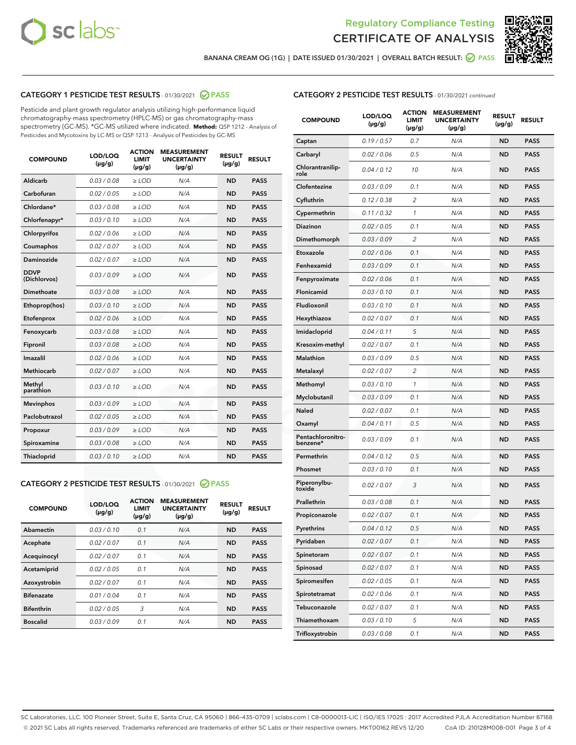Regulatory Compliance Testing

# CERTIFICATE OF ANALYSIS

BANANA CREAM OG (1G) | DATE ISSUED 01/30/2021 | OVERALL BATCH RESULT: PASS

## CATEGORY 1 PESTICIDE TEST RESULTS - 01/30/2021 PASS

Pesticide and plant growth regulator analysis utilizing high-performance liquid chromatography-mass spectrometry (HPLC-MS) or gas chromatography-mass spectrometry (GC-MS). *GC-MS utilized where indicated. **Method:** QSP 1212 - Analysis of Pesticides and Mycotoxins by LC-MS or QSP 1213 - Analysis of Pesticides by GC-MS

| COMPOUND | LOD/LOQ (µg/g) | ACTION LIMIT (µg/g) | MEASUREMENT UNCERTAINTY (µg/g) | RESULT (µg/g) | RESULT |
|---|---|---|---|---|---|
| Aldicarb | 0.03 / 0.08 | ≥ LOD | N/A | ND | PASS |
| Carbofuran | 0.02 / 0.05 | ≥ LOD | N/A | ND | PASS |
| Chlordane* | 0.03 / 0.08 | ≥ LOD | N/A | ND | PASS |
| Chlorfenapyr* | 0.03 / 0.10 | ≥ LOD | N/A | ND | PASS |
| Chlorpyrifos | 0.02 / 0.06 | ≥ LOD | N/A | ND | PASS |
| Coumaphos | 0.02 / 0.07 | ≥ LOD | N/A | ND | PASS |
| Daminozide | 0.02 / 0.07 | ≥ LOD | N/A | ND | PASS |
| DDVP (Dichlorvos) | 0.03 / 0.09 | ≥ LOD | N/A | ND | PASS |
| Dimethoate | 0.03 / 0.08 | ≥ LOD | N/A | ND | PASS |
| Ethoprop(hos) | 0.03 / 0.10 | ≥ LOD | N/A | ND | PASS |
| Etofenprox | 0.02 / 0.06 | ≥ LOD | N/A | ND | PASS |
| Fenoxycarb | 0.03 / 0.08 | ≥ LOD | N/A | ND | PASS |
| Fipronil | 0.03 / 0.08 | ≥ LOD | N/A | ND | PASS |
| Imazalil | 0.02 / 0.06 | ≥ LOD | N/A | ND | PASS |
| Methiocarb | 0.02 / 0.07 | ≥ LOD | N/A | ND | PASS |
| Methyl parathion | 0.03 / 0.10 | ≥ LOD | N/A | ND | PASS |
| Mevinphos | 0.03 / 0.09 | ≥ LOD | N/A | ND | PASS |
| Paclobutrazol | 0.02 / 0.05 | ≥ LOD | N/A | ND | PASS |
| Propoxur | 0.03 / 0.09 | ≥ LOD | N/A | ND | PASS |
| Spiroxamine | 0.03 / 0.08 | ≥ LOD | N/A | ND | PASS |
| Thiacloprid | 0.03 / 0.10 | ≥ LOD | N/A | ND | PASS |

## CATEGORY 2 PESTICIDE TEST RESULTS - 01/30/2021 PASS

| COMPOUND | LOD/LOQ (µg/g) | ACTION LIMIT (µg/g) | MEASUREMENT UNCERTAINTY (µg/g) | RESULT (µg/g) | RESULT |
|---|---|---|---|---|---|
| Abamectin | 0.03 / 0.10 | 0.1 | N/A | ND | PASS |
| Acephate | 0.02 / 0.07 | 0.1 | N/A | ND | PASS |
| Acequinocyl | 0.02 / 0.07 | 0.1 | N/A | ND | PASS |
| Acetamiprid | 0.02 / 0.05 | 0.1 | N/A | ND | PASS |
| Azoxystrobin | 0.02 / 0.07 | 0.1 | N/A | ND | PASS |
| Bifenazate | 0.01 / 0.04 | 0.1 | N/A | ND | PASS |
| Bifenthrin | 0.02 / 0.05 | 3 | N/A | ND | PASS |
| Boscalid | 0.03 / 0.09 | 0.1 | N/A | ND | PASS |
| Captan | 0.19 / 0.57 | 0.7 | N/A | ND | PASS |
| Carbaryl | 0.02 / 0.06 | 0.5 | N/A | ND | PASS |
| Chlorantraniliprole | 0.04 / 0.12 | 10 | N/A | ND | PASS |
| Clofentezine | 0.03 / 0.09 | 0.1 | N/A | ND | PASS |
| Cyfluthrin | 0.12 / 0.38 | 2 | N/A | ND | PASS |
| Cypermethrin | 0.11 / 0.32 | 1 | N/A | ND | PASS |
| Diazinon | 0.02 / 0.05 | 0.1 | N/A | ND | PASS |
| Dimethomorph | 0.03 / 0.09 | 2 | N/A | ND | PASS |
| Etoxazole | 0.02 / 0.06 | 0.1 | N/A | ND | PASS |
| Fenhexamid | 0.03 / 0.09 | 0.1 | N/A | ND | PASS |
| Fenpyroximate | 0.02 / 0.06 | 0.1 | N/A | ND | PASS |
| Flonicamid | 0.03 / 0.10 | 0.1 | N/A | ND | PASS |
| Fludioxonil | 0.03 / 0.10 | 0.1 | N/A | ND | PASS |
| Hexythiazox | 0.02 / 0.07 | 0.1 | N/A | ND | PASS |
| Imidacloprid | 0.04 / 0.11 | 5 | N/A | ND | PASS |
| Kresoxim-methyl | 0.02 / 0.07 | 0.1 | N/A | ND | PASS |
| Malathion | 0.03 / 0.09 | 0.5 | N/A | ND | PASS |
| Metalaxyl | 0.02 / 0.07 | 2 | N/A | ND | PASS |
| Methomyl | 0.03 / 0.10 | 1 | N/A | ND | PASS |
| Myclobutanil | 0.03 / 0.09 | 0.1 | N/A | ND | PASS |
| Naled | 0.02 / 0.07 | 0.1 | N/A | ND | PASS |
| Oxamyl | 0.04 / 0.11 | 0.5 | N/A | ND | PASS |
| Pentachloronitrobenzene* | 0.03 / 0.09 | 0.1 | N/A | ND | PASS |
| Permethrin | 0.04 / 0.12 | 0.5 | N/A | ND | PASS |
| Phosmet | 0.03 / 0.10 | 0.1 | N/A | ND | PASS |
| Piperonylbutoxide | 0.02 / 0.07 | 3 | N/A | ND | PASS |
| Prallethrin | 0.03 / 0.08 | 0.1 | N/A | ND | PASS |
| Propiconazole | 0.02 / 0.07 | 0.1 | N/A | ND | PASS |
| Pyrethrins | 0.04 / 0.12 | 0.5 | N/A | ND | PASS |
| Pyridaben | 0.02 / 0.07 | 0.1 | N/A | ND | PASS |
| Spinetoram | 0.02 / 0.07 | 0.1 | N/A | ND | PASS |
| Spinosad | 0.02 / 0.07 | 0.1 | N/A | ND | PASS |
| Spiromesifen | 0.02 / 0.05 | 0.1 | N/A | ND | PASS |
| Spirotetramat | 0.02 / 0.06 | 0.1 | N/A | ND | PASS |
| Tebuconazole | 0.02 / 0.07 | 0.1 | N/A | ND | PASS |
| Thiamethoxam | 0.03 / 0.10 | 5 | N/A | ND | PASS |
| Trifloxystrobin | 0.03 / 0.08 | 0.1 | N/A | ND | PASS |

SC Laboratories, LLC. 100 Pioneer Street, Suite E, Santa Cruz, CA 95060 | 866-435-0709 | sclabs.com | C8-0000013-LIC | ISO/IES 17025 : 2017 Accredited PJLA Accreditation Number 87168
© 2021 SC Labs all rights reserved. Trademarks referenced are trademarks of either SC Labs or their respective owners. MKT00162 REV5 12/20 CoA ID: 210128M008-001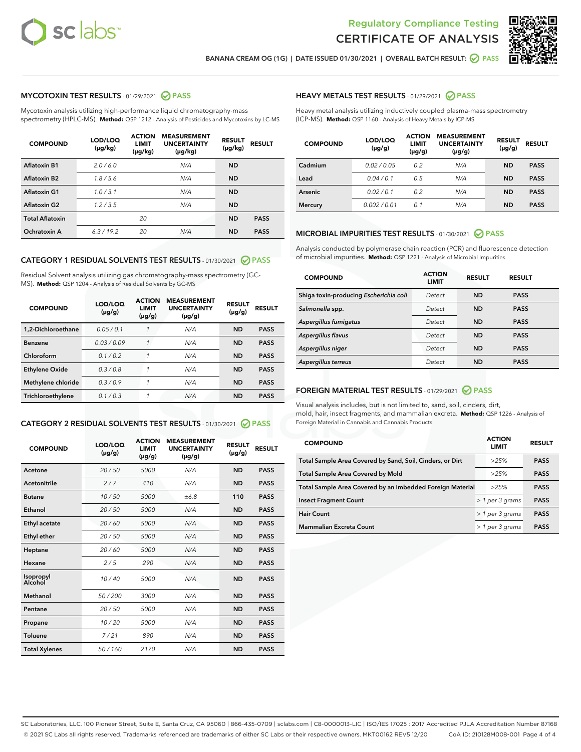Regulatory Compliance Testing
CERTIFICATE OF ANALYSIS

BANANA CREAM OG (1G) | DATE ISSUED 01/30/2021 | OVERALL BATCH RESULT: PASS

## MYCOTOXIN TEST RESULTS - 01/29/2021 PASS

Mycotoxin analysis utilizing high-performance liquid chromatography-mass spectrometry (HPLC-MS). **Method:** QSP 1212 - Analysis of Pesticides and Mycotoxins by LC-MS

| COMPOUND | LOD/LOQ (µg/kg) | ACTION LIMIT (µg/kg) | MEASUREMENT UNCERTAINTY (µg/kg) | RESULT (µg/kg) | RESULT |
|---|---|---|---|---|---|
| Aflatoxin B1 | 2.0 / 6.0 | | N/A | ND | |
| Aflatoxin B2 | 1.8 / 5.6 | | N/A | ND | |
| Aflatoxin G1 | 1.0 / 3.1 | | N/A | ND | |
| Aflatoxin G2 | 1.2 / 3.5 | | N/A | ND | |
| Total Aflatoxin | | 20 | | ND | PASS |
| Ochratoxin A | 6.3 / 19.2 | 20 | N/A | ND | PASS |

## CATEGORY 1 RESIDUAL SOLVENTS TEST RESULTS - 01/30/2021 PASS

Residual Solvent analysis utilizing gas chromatography-mass spectrometry (GC-MS). **Method:** QSP 1204 - Analysis of Residual Solvents by GC-MS

| COMPOUND | LOD/LOQ (µg/g) | ACTION LIMIT (µg/g) | MEASUREMENT UNCERTAINTY (µg/g) | RESULT (µg/g) | RESULT |
|---|---|---|---|---|---|
| 1,2-Dichloroethane | 0.05 / 0.1 | 1 | N/A | ND | PASS |
| Benzene | 0.03 / 0.09 | 1 | N/A | ND | PASS |
| Chloroform | 0.1 / 0.2 | 1 | N/A | ND | PASS |
| Ethylene Oxide | 0.3 / 0.8 | 1 | N/A | ND | PASS |
| Methylene chloride | 0.3 / 0.9 | 1 | N/A | ND | PASS |
| Trichloroethylene | 0.1 / 0.3 | 1 | N/A | ND | PASS |

## CATEGORY 2 RESIDUAL SOLVENTS TEST RESULTS - 01/30/2021 PASS

| COMPOUND | LOD/LOQ (µg/g) | ACTION LIMIT (µg/g) | MEASUREMENT UNCERTAINTY (µg/g) | RESULT (µg/g) | RESULT |
|---|---|---|---|---|---|
| Acetone | 20 / 50 | 5000 | N/A | ND | PASS |
| Acetonitrile | 2 / 7 | 410 | N/A | ND | PASS |
| Butane | 10 / 50 | 5000 | ±6.8 | 110 | PASS |
| Ethanol | 20 / 50 | 5000 | N/A | ND | PASS |
| Ethyl acetate | 20 / 60 | 5000 | N/A | ND | PASS |
| Ethyl ether | 20 / 50 | 5000 | N/A | ND | PASS |
| Heptane | 20 / 60 | 5000 | N/A | ND | PASS |
| Hexane | 2 / 5 | 290 | N/A | ND | PASS |
| Isopropyl Alcohol | 10 / 40 | 5000 | N/A | ND | PASS |
| Methanol | 50 / 200 | 3000 | N/A | ND | PASS |
| Pentane | 20 / 50 | 5000 | N/A | ND | PASS |
| Propane | 10 / 20 | 5000 | N/A | ND | PASS |
| Toluene | 7 / 21 | 890 | N/A | ND | PASS |
| Total Xylenes | 50 / 160 | 2170 | N/A | ND | PASS |

## HEAVY METALS TEST RESULTS - 01/29/2021 PASS

Heavy metal analysis utilizing inductively coupled plasma-mass spectrometry (ICP-MS). **Method:** QSP 1160 - Analysis of Heavy Metals by ICP-MS

| COMPOUND | LOD/LOQ (µg/g) | ACTION LIMIT (µg/g) | MEASUREMENT UNCERTAINTY (µg/g) | RESULT (µg/g) | RESULT |
|---|---|---|---|---|---|
| Cadmium | 0.02 / 0.05 | 0.2 | N/A | ND | PASS |
| Lead | 0.04 / 0.1 | 0.5 | N/A | ND | PASS |
| Arsenic | 0.02 / 0.1 | 0.2 | N/A | ND | PASS |
| Mercury | 0.002 / 0.01 | 0.1 | N/A | ND | PASS |

## MICROBIAL IMPURITIES TEST RESULTS - 01/30/2021 PASS

Analysis conducted by polymerase chain reaction (PCR) and fluorescence detection of microbial impurities. **Method:** QSP 1221 - Analysis of Microbial Impurities

| COMPOUND | ACTION LIMIT | RESULT | RESULT |
|---|---|---|---|
| *Shiga toxin-producing Escherichia coli* | Detect | ND | PASS |
| *Salmonella* spp. | Detect | ND | PASS |
| *Aspergillus fumigatus* | Detect | ND | PASS |
| *Aspergillus flavus* | Detect | ND | PASS |
| *Aspergillus niger* | Detect | ND | PASS |
| *Aspergillus terreus* | Detect | ND | PASS |

## FOREIGN MATERIAL TEST RESULTS - 01/29/2021 PASS

Visual analysis includes, but is not limited to, sand, soil, cinders, dirt, mold, hair, insect fragments, and mammalian excreta. **Method:** QSP 1226 - Analysis of Foreign Material in Cannabis and Cannabis Products

| COMPOUND | ACTION LIMIT | RESULT |
|---|---|---|
| Total Sample Area Covered by Sand, Soil, Cinders, or Dirt | >25% | PASS |
| Total Sample Area Covered by Mold | >25% | PASS |
| Total Sample Area Covered by an Imbedded Foreign Material | >25% | PASS |
| Insect Fragment Count | > 1 per 3 grams | PASS |
| Hair Count | > 1 per 3 grams | PASS |
| Mammalian Excreta Count | > 1 per 3 grams | PASS |

SC Laboratories, LLC. 100 Pioneer Street, Suite E, Santa Cruz, CA 95060 | 866-435-0709 | sclabs.com | C8-0000013-LIC | ISO/IES 17025 : 2017 Accredited PJLA Accreditation Number 87168
© 2021 SC Labs all rights reserved. Trademarks referenced are trademarks of either SC Labs or their respective owners. MKT00162 REV5 12/20 CoA ID: 210128M008-001